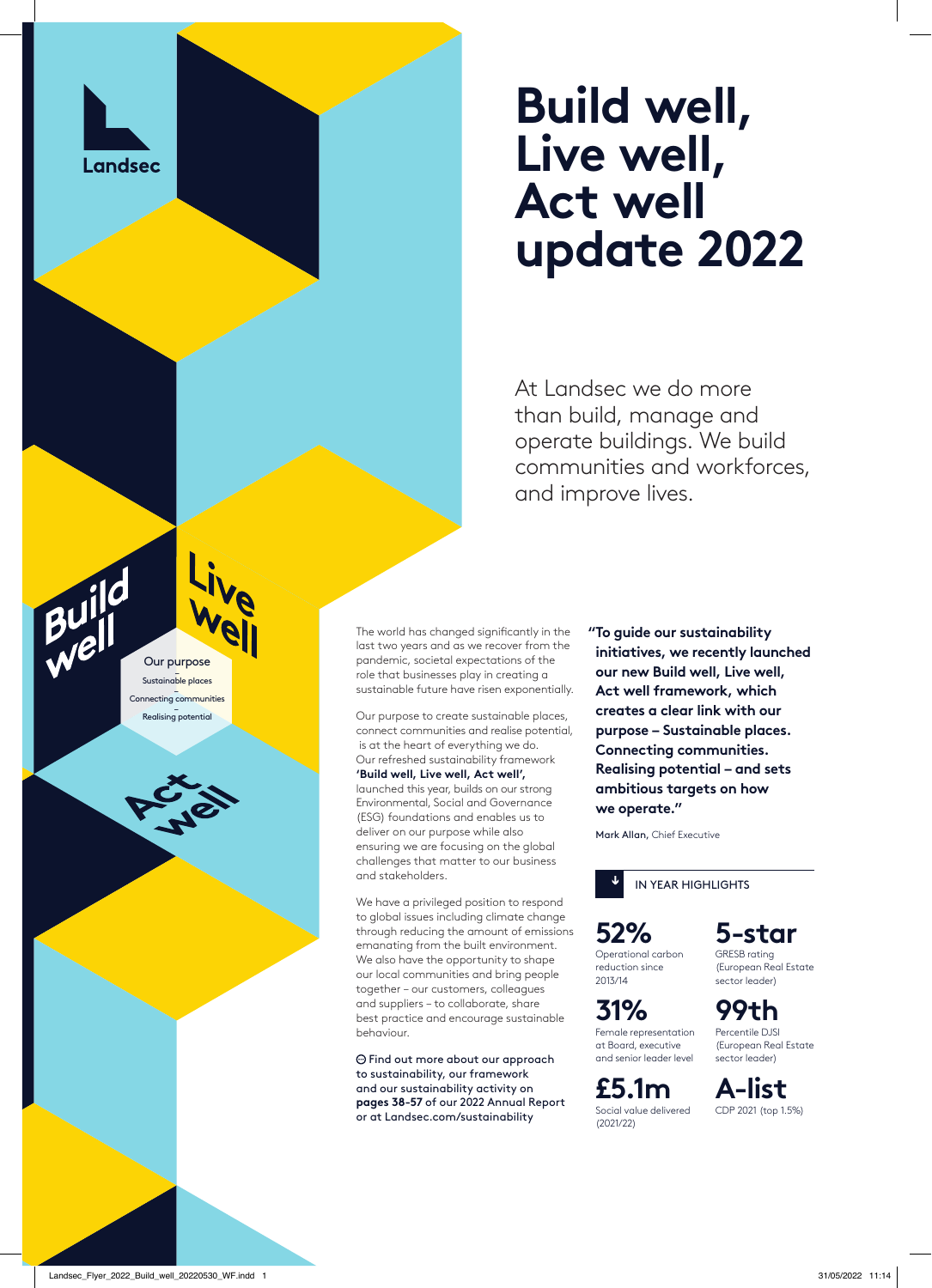Landsec

# Build well, Live well, Act well update 2022

At Landsec we do more than build, manage and operate buildings. We build communities and workforces, and improve lives.

Build well

Live well

Act well

Our purpose

Sustainable places

Connecting communities

Realising potential

The world has changed significantly in the last two years and as we recover from the pandemic, societal expectations of the role that businesses play in creating a sustainable future have risen exponentially.

Our purpose to create sustainable places, connect communities and realise potential, is at the heart of everything we do. Our refreshed sustainability framework **'Build well, Live well, Act well',** launched this year, builds on our strong Environmental, Social and Governance (ESG) foundations and enables us to deliver on our purpose while also ensuring we are focusing on the global challenges that matter to our business and stakeholders.

We have a privileged position to respond to global issues including climate change through reducing the amount of emissions emanating from the built environment. We also have the opportunity to shape our local communities and bring people together – our customers, colleagues and suppliers – to collaborate, share best practice and encourage sustainable behaviour.

Find out more about our approach to sustainability, our framework and our sustainability activity on **pages 38-57** of our 2022 Annual Report or at Landsec.com/sustainability

**"To guide our sustainability initiatives, we recently launched our new Build well, Live well, Act well framework, which creates a clear link with our purpose – Sustainable places. Connecting communities. Realising potential – and sets ambitious targets on how we operate."**

**Mark Allan**, Chief Executive

## IN YEAR HIGHLIGHTS

**52%**
Operational carbon reduction since 2013/14

**5-star**
GRESB rating (European Real Estate sector leader)

**31%**
Female representation at Board, executive and senior leader level

**99th**
Percentile DJSI (European Real Estate sector leader)

**£5.1m**
Social value delivered (2021/22)

**A-list**
CDP 2021 (top 1.5%)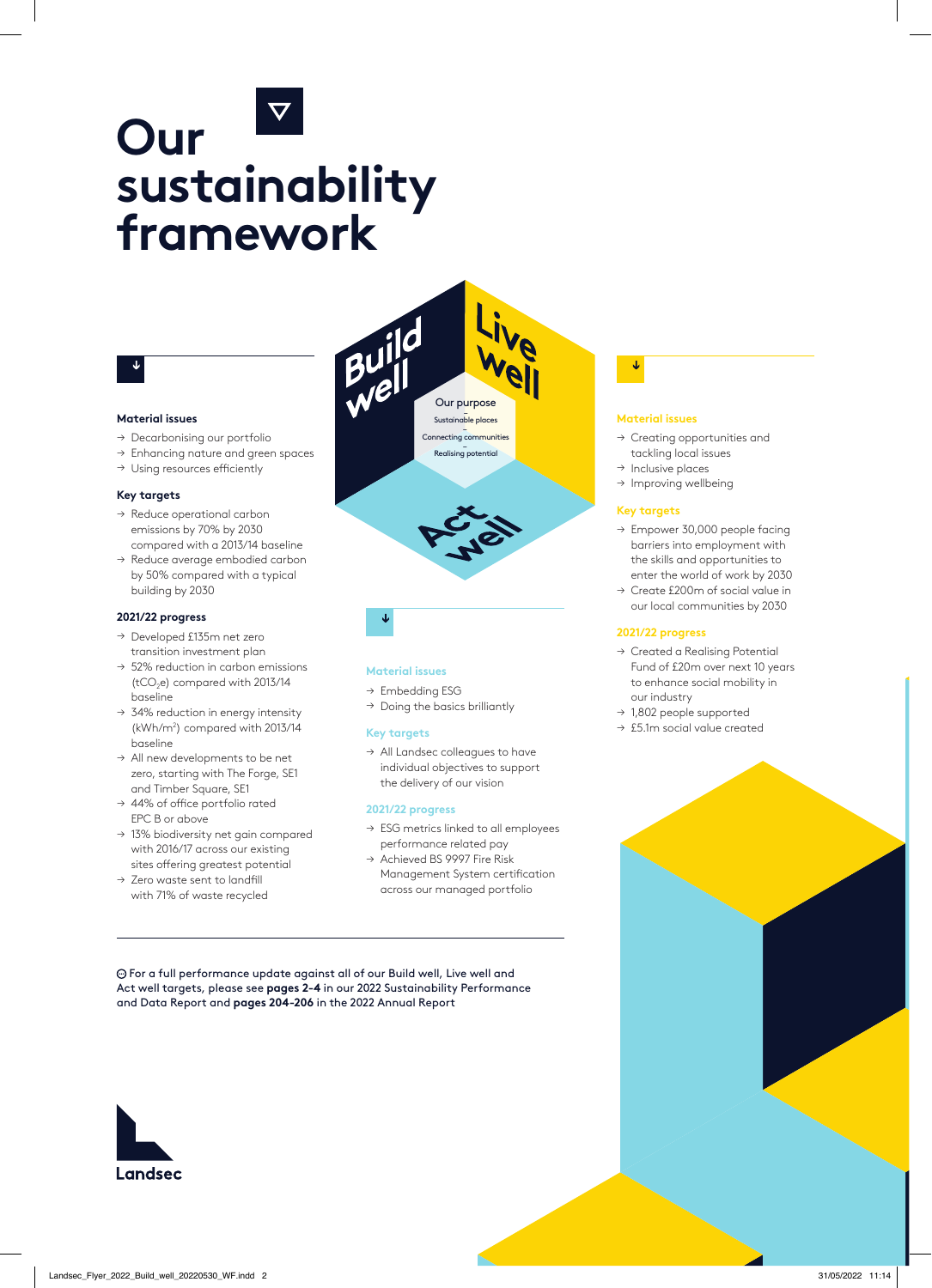# Our sustainability framework

Build well

Live well

Act well

Our purpose
Sustainable places
Connecting communities
Realising potential

## Build well

### Material issues

- → Decarbonising our portfolio
- → Enhancing nature and green spaces
- → Using resources efficiently

### Key targets

- → Reduce operational carbon emissions by 70% by 2030 compared with a 2013/14 baseline
- → Reduce average embodied carbon by 50% compared with a typical building by 2030

### 2021/22 progress

- → Developed £135m net zero transition investment plan
- → 52% reduction in carbon emissions ($tCO_2e$) compared with 2013/14 baseline
- → 34% reduction in energy intensity ($kWh/m^2$) compared with 2013/14 baseline
- → All new developments to be net zero, starting with The Forge, SE1 and Timber Square, SE1
- → 44% of office portfolio rated EPC B or above
- → 13% biodiversity net gain compared with 2016/17 across our existing sites offering greatest potential
- → Zero waste sent to landfill with 71% of waste recycled

## Act well

### Material issues

- → Embedding ESG
- → Doing the basics brilliantly

### Key targets

- → All Landsec colleagues to have individual objectives to support the delivery of our vision

### 2021/22 progress

- → ESG metrics linked to all employees performance related pay
- → Achieved BS 9997 Fire Risk Management System certification across our managed portfolio

## Live well

### Material issues

- → Creating opportunities and tackling local issues
- → Inclusive places
- → Improving wellbeing

### Key targets

- → Empower 30,000 people facing barriers into employment with the skills and opportunities to enter the world of work by 2030
- → Create £200m of social value in our local communities by 2030

### 2021/22 progress

- → Created a Realising Potential Fund of £20m over next 10 years to enhance social mobility in our industry
- → 1,802 people supported
- → £5.1m social value created

For a full performance update against all of our Build well, Live well and Act well targets, please see **pages 2-4** in our 2022 Sustainability Performance and Data Report and **pages 204-206** in the 2022 Annual Report

Landsec